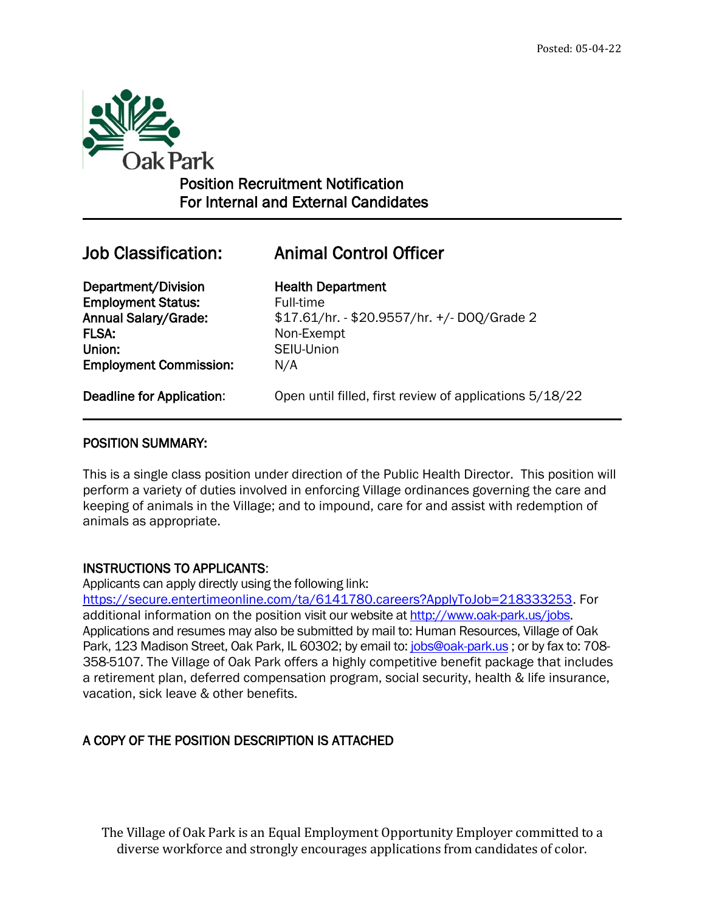Posted: 05-04-22

Oak Park

# Position Recruitment Notification
# For Internal and External Candidates

---

## Job Classification: Animal Control Officer

| | |
|---|---|
| **Department/Division** | **Health Department** |
| **Employment Status:** | Full-time |
| **Annual Salary/Grade:** | $17.61/hr. - $20.9557/hr. +/- DOQ/Grade 2 |
| **FLSA:** | Non-Exempt |
| **Union:** | SEIU-Union |
| **Employment Commission:** | N/A |
| **Deadline for Application:** | Open until filled, first review of applications 5/18/22 |

---

## POSITION SUMMARY:

This is a single class position under direction of the Public Health Director. This position will perform a variety of duties involved in enforcing Village ordinances governing the care and keeping of animals in the Village; and to impound, care for and assist with redemption of animals as appropriate.

## INSTRUCTIONS TO APPLICANTS:

Applicants can apply directly using the following link: https://secure.entertimeonline.com/ta/6141780.careers?ApplyToJob=218333253. For additional information on the position visit our website at http://www.oak-park.us/jobs. Applications and resumes may also be submitted by mail to: Human Resources, Village of Oak Park, 123 Madison Street, Oak Park, IL 60302; by email to: jobs@oak-park.us ; or by fax to: 708-358-5107. The Village of Oak Park offers a highly competitive benefit package that includes a retirement plan, deferred compensation program, social security, health & life insurance, vacation, sick leave & other benefits.

## A COPY OF THE POSITION DESCRIPTION IS ATTACHED

The Village of Oak Park is an Equal Employment Opportunity Employer committed to a diverse workforce and strongly encourages applications from candidates of color.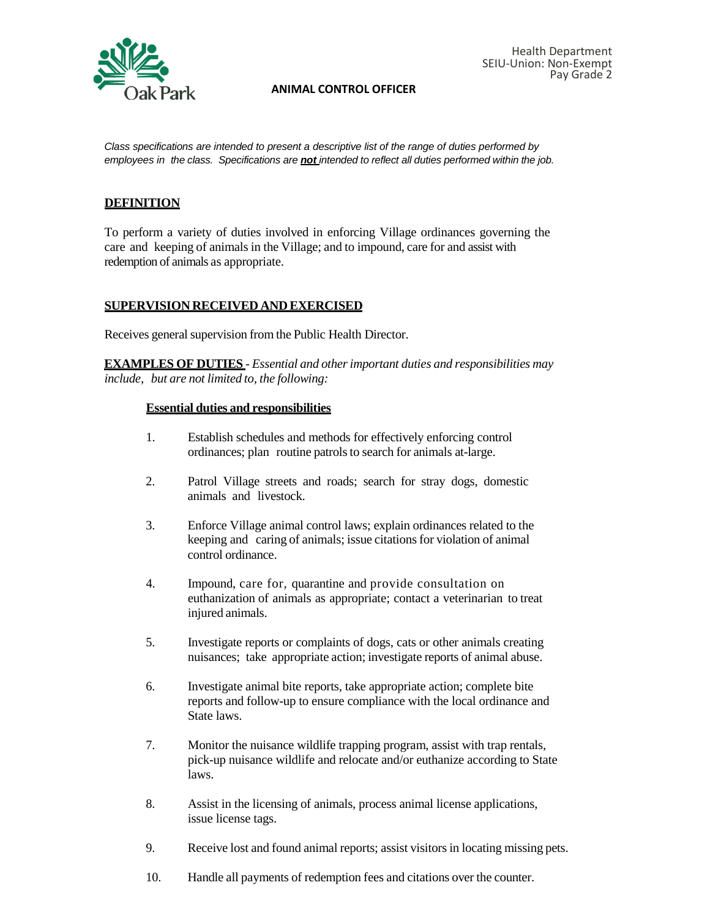Health Department
SEIU-Union: Non-Exempt
Pay Grade 2

# ANIMAL CONTROL OFFICER

*Class specifications are intended to present a descriptive list of the range of duties performed by employees in the class. Specifications are **not** intended to reflect all duties performed within the job.*

## DEFINITION

To perform a variety of duties involved in enforcing Village ordinances governing the care and keeping of animals in the Village; and to impound, care for and assist with redemption of animals as appropriate.

## SUPERVISION RECEIVED AND EXERCISED

Receives general supervision from the Public Health Director.

**EXAMPLES OF DUTIES** - *Essential and other important duties and responsibilities may include, but are not limited to, the following:*

### Essential duties and responsibilities

1. Establish schedules and methods for effectively enforcing control ordinances; plan routine patrols to search for animals at-large.
2. Patrol Village streets and roads; search for stray dogs, domestic animals and livestock.
3. Enforce Village animal control laws; explain ordinances related to the keeping and caring of animals; issue citations for violation of animal control ordinance.
4. Impound, care for, quarantine and provide consultation on euthanization of animals as appropriate; contact a veterinarian to treat injured animals.
5. Investigate reports or complaints of dogs, cats or other animals creating nuisances; take appropriate action; investigate reports of animal abuse.
6. Investigate animal bite reports, take appropriate action; complete bite reports and follow-up to ensure compliance with the local ordinance and State laws.
7. Monitor the nuisance wildlife trapping program, assist with trap rentals, pick-up nuisance wildlife and relocate and/or euthanize according to State laws.
8. Assist in the licensing of animals, process animal license applications, issue license tags.
9. Receive lost and found animal reports; assist visitors in locating missing pets.
10. Handle all payments of redemption fees and citations over the counter.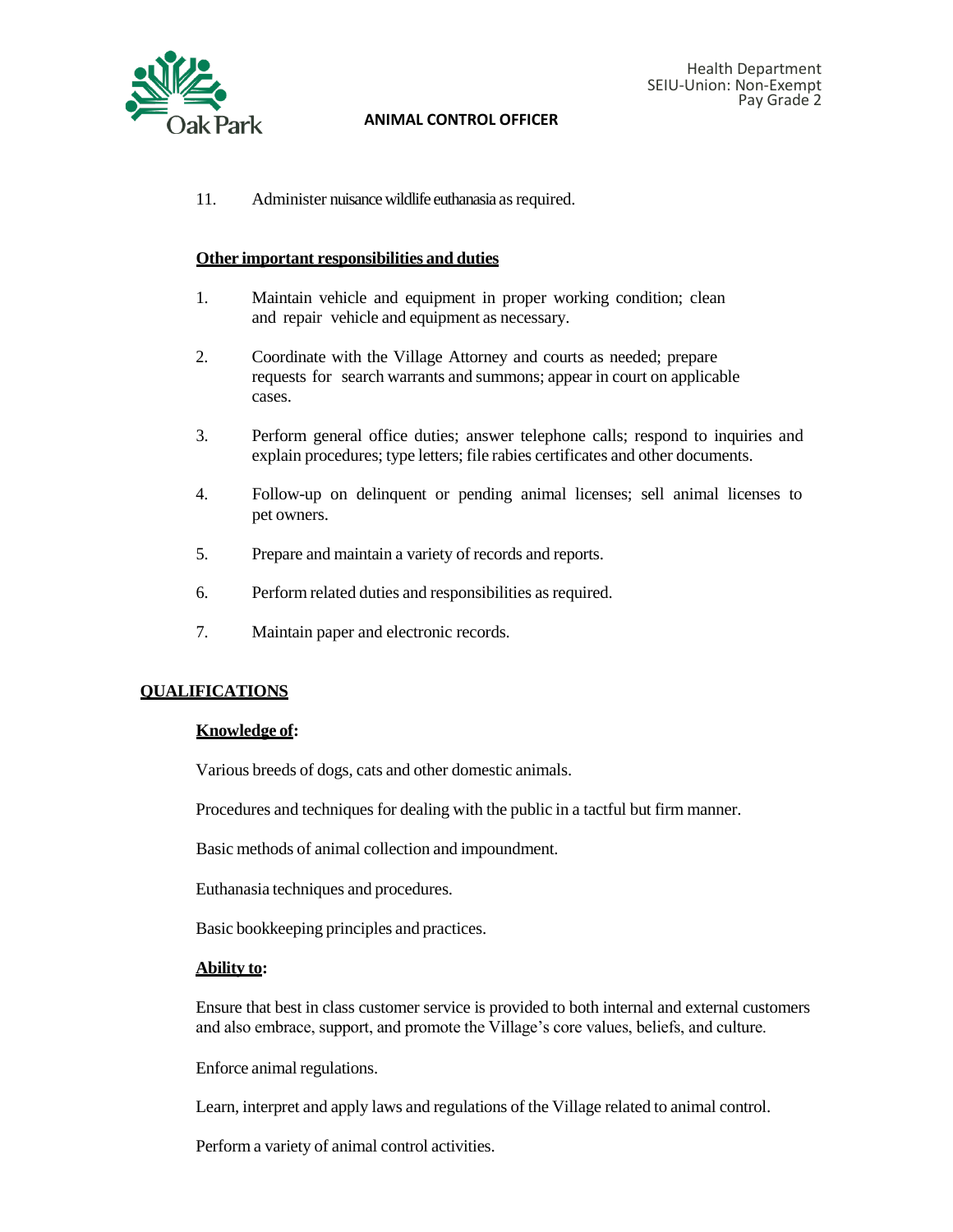11. Administer nuisance wildlife euthanasia as required.

**Other important responsibilities and duties**

1. Maintain vehicle and equipment in proper working condition; clean and repair vehicle and equipment as necessary.

2. Coordinate with the Village Attorney and courts as needed; prepare requests for search warrants and summons; appear in court on applicable cases.

3. Perform general office duties; answer telephone calls; respond to inquiries and explain procedures; type letters; file rabies certificates and other documents.

4. Follow-up on delinquent or pending animal licenses; sell animal licenses to pet owners.

5. Prepare and maintain a variety of records and reports.

6. Perform related duties and responsibilities as required.

7. Maintain paper and electronic records.

## QUALIFICATIONS

**Knowledge of:**

Various breeds of dogs, cats and other domestic animals.

Procedures and techniques for dealing with the public in a tactful but firm manner.

Basic methods of animal collection and impoundment.

Euthanasia techniques and procedures.

Basic bookkeeping principles and practices.

**Ability to:**

Ensure that best in class customer service is provided to both internal and external customers and also embrace, support, and promote the Village's core values, beliefs, and culture.

Enforce animal regulations.

Learn, interpret and apply laws and regulations of the Village related to animal control.

Perform a variety of animal control activities.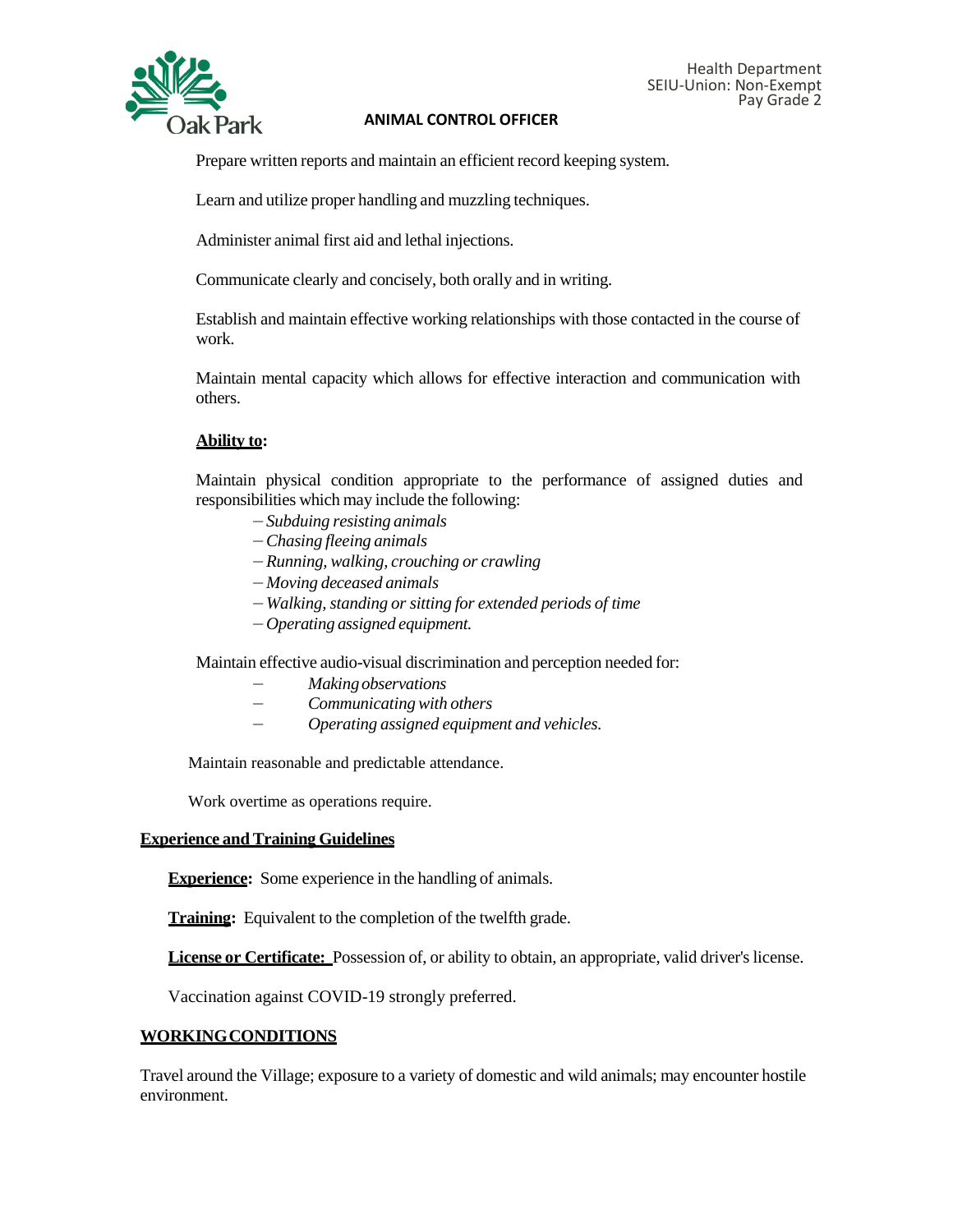Prepare written reports and maintain an efficient record keeping system.

Learn and utilize proper handling and muzzling techniques.

Administer animal first aid and lethal injections.

Communicate clearly and concisely, both orally and in writing.

Establish and maintain effective working relationships with those contacted in the course of work.

Maintain mental capacity which allows for effective interaction and communication with others.

**Ability to:**

Maintain physical condition appropriate to the performance of assigned duties and responsibilities which may include the following:

- *Subduing resisting animals*
- *Chasing fleeing animals*
- *Running, walking, crouching or crawling*
- *Moving deceased animals*
- *Walking, standing or sitting for extended periods of time*
- *Operating assigned equipment.*

Maintain effective audio-visual discrimination and perception needed for:

- *Making observations*
- *Communicating with others*
- *Operating assigned equipment and vehicles.*

Maintain reasonable and predictable attendance.

Work overtime as operations require.

## Experience and Training Guidelines

**Experience:** Some experience in the handling of animals.

**Training:** Equivalent to the completion of the twelfth grade.

**License or Certificate:** Possession of, or ability to obtain, an appropriate, valid driver's license.

Vaccination against COVID-19 strongly preferred.

## WORKING CONDITIONS

Travel around the Village; exposure to a variety of domestic and wild animals; may encounter hostile environment.